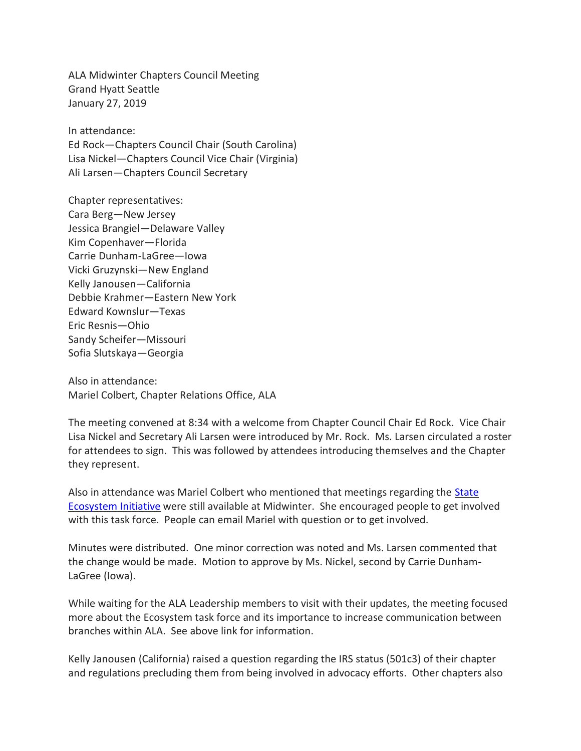ALA Midwinter Chapters Council Meeting
Grand Hyatt Seattle
January 27, 2019

In attendance:
Ed Rock—Chapters Council Chair (South Carolina)
Lisa Nickel—Chapters Council Vice Chair (Virginia)
Ali Larsen—Chapters Council Secretary

Chapter representatives:
Cara Berg—New Jersey
Jessica Brangiel—Delaware Valley
Kim Copenhaver—Florida
Carrie Dunham-LaGree—Iowa
Vicki Gruzynski—New England
Kelly Janousen—California
Debbie Krahmer—Eastern New York
Edward Kownslur—Texas
Eric Resnis—Ohio
Sandy Scheifer—Missouri
Sofia Slutskaya—Georgia

Also in attendance:
Mariel Colbert, Chapter Relations Office, ALA

The meeting convened at 8:34 with a welcome from Chapter Council Chair Ed Rock. Vice Chair Lisa Nickel and Secretary Ali Larsen were introduced by Mr. Rock. Ms. Larsen circulated a roster for attendees to sign. This was followed by attendees introducing themselves and the Chapter they represent.

Also in attendance was Mariel Colbert who mentioned that meetings regarding the State Ecosystem Initiative were still available at Midwinter. She encouraged people to get involved with this task force. People can email Mariel with question or to get involved.

Minutes were distributed. One minor correction was noted and Ms. Larsen commented that the change would be made. Motion to approve by Ms. Nickel, second by Carrie Dunham-LaGree (Iowa).

While waiting for the ALA Leadership members to visit with their updates, the meeting focused more about the Ecosystem task force and its importance to increase communication between branches within ALA. See above link for information.

Kelly Janousen (California) raised a question regarding the IRS status (501c3) of their chapter and regulations precluding them from being involved in advocacy efforts. Other chapters also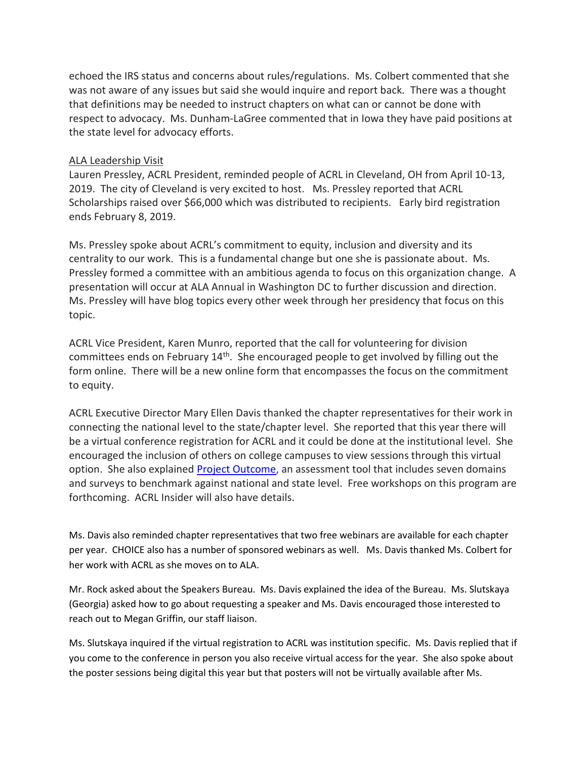echoed the IRS status and concerns about rules/regulations. Ms. Colbert commented that she was not aware of any issues but said she would inquire and report back. There was a thought that definitions may be needed to instruct chapters on what can or cannot be done with respect to advocacy. Ms. Dunham-LaGree commented that in Iowa they have paid positions at the state level for advocacy efforts.

ALA Leadership Visit

Lauren Pressley, ACRL President, reminded people of ACRL in Cleveland, OH from April 10-13, 2019. The city of Cleveland is very excited to host. Ms. Pressley reported that ACRL Scholarships raised over $66,000 which was distributed to recipients. Early bird registration ends February 8, 2019.

Ms. Pressley spoke about ACRL's commitment to equity, inclusion and diversity and its centrality to our work. This is a fundamental change but one she is passionate about. Ms. Pressley formed a committee with an ambitious agenda to focus on this organization change. A presentation will occur at ALA Annual in Washington DC to further discussion and direction. Ms. Pressley will have blog topics every other week through her presidency that focus on this topic.

ACRL Vice President, Karen Munro, reported that the call for volunteering for division committees ends on February 14th. She encouraged people to get involved by filling out the form online. There will be a new online form that encompasses the focus on the commitment to equity.

ACRL Executive Director Mary Ellen Davis thanked the chapter representatives for their work in connecting the national level to the state/chapter level. She reported that this year there will be a virtual conference registration for ACRL and it could be done at the institutional level. She encouraged the inclusion of others on college campuses to view sessions through this virtual option. She also explained [Project Outcome](), an assessment tool that includes seven domains and surveys to benchmark against national and state level. Free workshops on this program are forthcoming. ACRL Insider will also have details.

Ms. Davis also reminded chapter representatives that two free webinars are available for each chapter per year. CHOICE also has a number of sponsored webinars as well. Ms. Davis thanked Ms. Colbert for her work with ACRL as she moves on to ALA.

Mr. Rock asked about the Speakers Bureau. Ms. Davis explained the idea of the Bureau. Ms. Slutskaya (Georgia) asked how to go about requesting a speaker and Ms. Davis encouraged those interested to reach out to Megan Griffin, our staff liaison.

Ms. Slutskaya inquired if the virtual registration to ACRL was institution specific. Ms. Davis replied that if you come to the conference in person you also receive virtual access for the year. She also spoke about the poster sessions being digital this year but that posters will not be virtually available after Ms.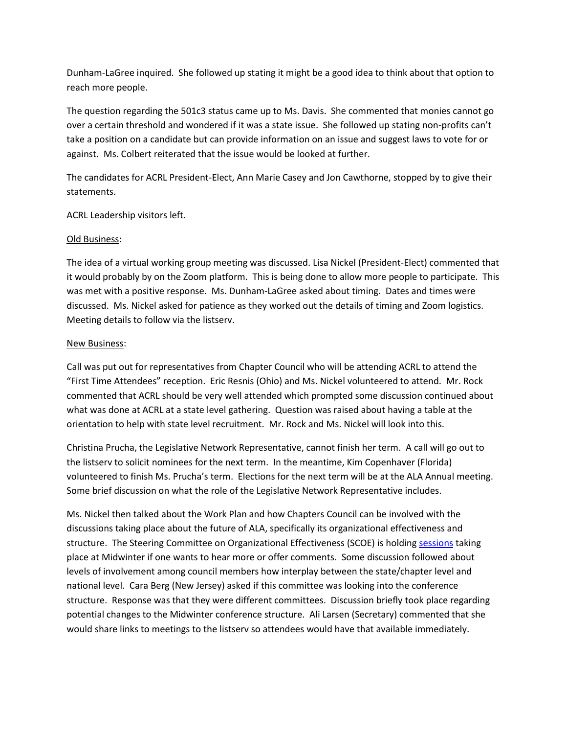Dunham-LaGree inquired. She followed up stating it might be a good idea to think about that option to reach more people.

The question regarding the 501c3 status came up to Ms. Davis. She commented that monies cannot go over a certain threshold and wondered if it was a state issue. She followed up stating non-profits can't take a position on a candidate but can provide information on an issue and suggest laws to vote for or against. Ms. Colbert reiterated that the issue would be looked at further.

The candidates for ACRL President-Elect, Ann Marie Casey and Jon Cawthorne, stopped by to give their statements.

ACRL Leadership visitors left.

Old Business:

The idea of a virtual working group meeting was discussed. Lisa Nickel (President-Elect) commented that it would probably by on the Zoom platform. This is being done to allow more people to participate. This was met with a positive response. Ms. Dunham-LaGree asked about timing. Dates and times were discussed. Ms. Nickel asked for patience as they worked out the details of timing and Zoom logistics. Meeting details to follow via the listserv.

New Business:

Call was put out for representatives from Chapter Council who will be attending ACRL to attend the "First Time Attendees" reception. Eric Resnis (Ohio) and Ms. Nickel volunteered to attend. Mr. Rock commented that ACRL should be very well attended which prompted some discussion continued about what was done at ACRL at a state level gathering. Question was raised about having a table at the orientation to help with state level recruitment. Mr. Rock and Ms. Nickel will look into this.

Christina Prucha, the Legislative Network Representative, cannot finish her term. A call will go out to the listserv to solicit nominees for the next term. In the meantime, Kim Copenhaver (Florida) volunteered to finish Ms. Prucha's term. Elections for the next term will be at the ALA Annual meeting. Some brief discussion on what the role of the Legislative Network Representative includes.

Ms. Nickel then talked about the Work Plan and how Chapters Council can be involved with the discussions taking place about the future of ALA, specifically its organizational effectiveness and structure. The Steering Committee on Organizational Effectiveness (SCOE) is holding sessions taking place at Midwinter if one wants to hear more or offer comments. Some discussion followed about levels of involvement among council members how interplay between the state/chapter level and national level. Cara Berg (New Jersey) asked if this committee was looking into the conference structure. Response was that they were different committees. Discussion briefly took place regarding potential changes to the Midwinter conference structure. Ali Larsen (Secretary) commented that she would share links to meetings to the listserv so attendees would have that available immediately.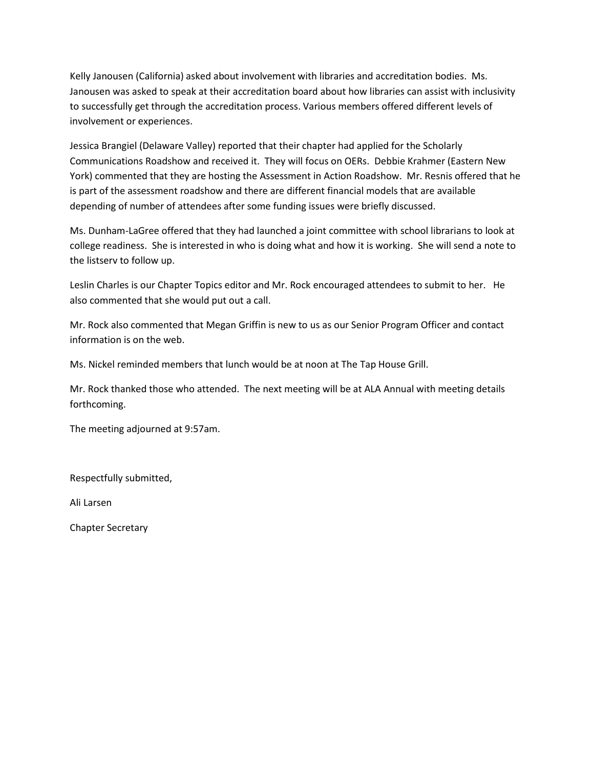Kelly Janousen (California) asked about involvement with libraries and accreditation bodies. Ms. Janousen was asked to speak at their accreditation board about how libraries can assist with inclusivity to successfully get through the accreditation process. Various members offered different levels of involvement or experiences.

Jessica Brangiel (Delaware Valley) reported that their chapter had applied for the Scholarly Communications Roadshow and received it. They will focus on OERs. Debbie Krahmer (Eastern New York) commented that they are hosting the Assessment in Action Roadshow. Mr. Resnis offered that he is part of the assessment roadshow and there are different financial models that are available depending of number of attendees after some funding issues were briefly discussed.

Ms. Dunham-LaGree offered that they had launched a joint committee with school librarians to look at college readiness. She is interested in who is doing what and how it is working. She will send a note to the listserv to follow up.

Leslin Charles is our Chapter Topics editor and Mr. Rock encouraged attendees to submit to her. He also commented that she would put out a call.

Mr. Rock also commented that Megan Griffin is new to us as our Senior Program Officer and contact information is on the web.

Ms. Nickel reminded members that lunch would be at noon at The Tap House Grill.

Mr. Rock thanked those who attended. The next meeting will be at ALA Annual with meeting details forthcoming.

The meeting adjourned at 9:57am.

Respectfully submitted,

Ali Larsen

Chapter Secretary